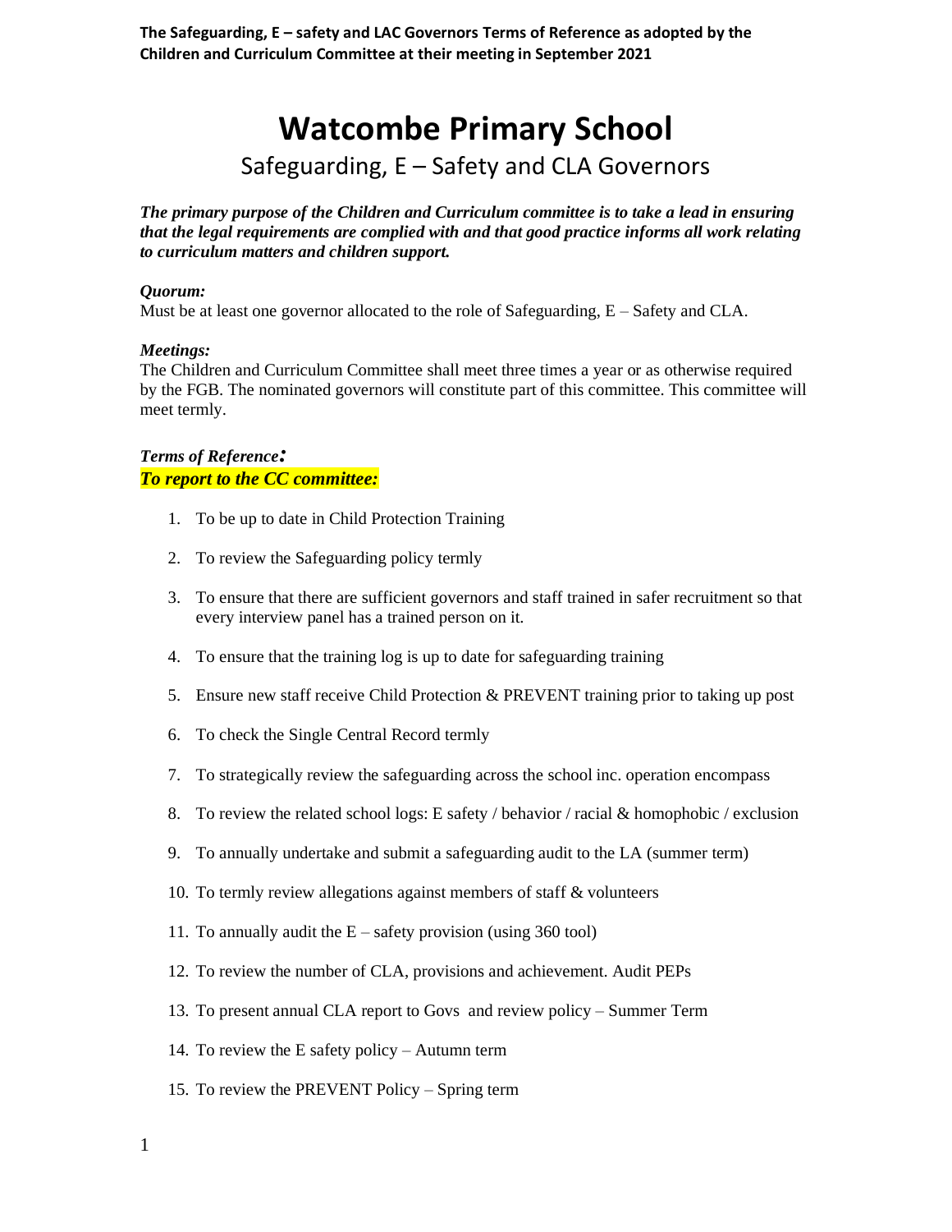**The Safeguarding, E – safety and LAC Governors Terms of Reference as adopted by the Children and Curriculum Committee at their meeting in September 2021**

# Watcombe Primary School

## Safeguarding, E – Safety and CLA Governors

***The primary purpose of the Children and Curriculum committee is to take a lead in ensuring that the legal requirements are complied with and that good practice informs all work relating to curriculum matters and children support.***

***Quorum:***
Must be at least one governor allocated to the role of Safeguarding, E – Safety and CLA.

***Meetings:***
The Children and Curriculum Committee shall meet three times a year or as otherwise required by the FGB. The nominated governors will constitute part of this committee. This committee will meet termly.

***Terms of Reference:***
***To report to the CC committee:***

1. To be up to date in Child Protection Training
2. To review the Safeguarding policy termly
3. To ensure that there are sufficient governors and staff trained in safer recruitment so that every interview panel has a trained person on it.
4. To ensure that the training log is up to date for safeguarding training
5. Ensure new staff receive Child Protection & PREVENT training prior to taking up post
6. To check the Single Central Record termly
7. To strategically review the safeguarding across the school inc. operation encompass
8. To review the related school logs: E safety / behavior / racial & homophobic / exclusion
9. To annually undertake and submit a safeguarding audit to the LA (summer term)
10. To termly review allegations against members of staff & volunteers
11. To annually audit the E – safety provision (using 360 tool)
12. To review the number of CLA, provisions and achievement. Audit PEPs
13. To present annual CLA report to Govs and review policy – Summer Term
14. To review the E safety policy – Autumn term
15. To review the PREVENT Policy – Spring term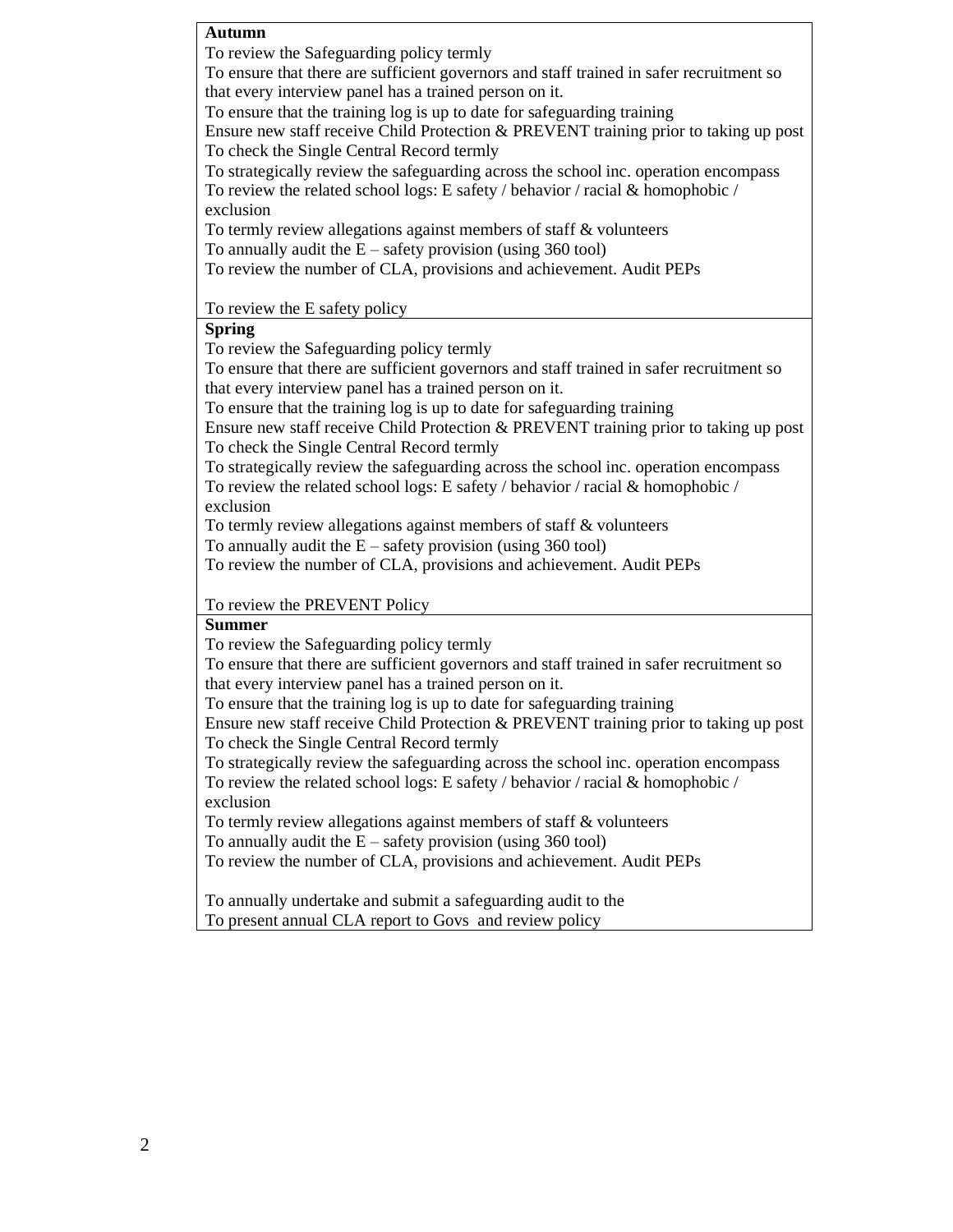| |
|---|
| **Autumn**<br>To review the Safeguarding policy termly<br>To ensure that there are sufficient governors and staff trained in safer recruitment so that every interview panel has a trained person on it.<br>To ensure that the training log is up to date for safeguarding training<br>Ensure new staff receive Child Protection & PREVENT training prior to taking up post<br>To check the Single Central Record termly<br>To strategically review the safeguarding across the school inc. operation encompass<br>To review the related school logs: E safety / behavior / racial & homophobic / exclusion<br>To termly review allegations against members of staff & volunteers<br>To annually audit the E – safety provision (using 360 tool)<br>To review the number of CLA, provisions and achievement. Audit PEPs<br><br>To review the E safety policy |
| **Spring**<br>To review the Safeguarding policy termly<br>To ensure that there are sufficient governors and staff trained in safer recruitment so that every interview panel has a trained person on it.<br>To ensure that the training log is up to date for safeguarding training<br>Ensure new staff receive Child Protection & PREVENT training prior to taking up post<br>To check the Single Central Record termly<br>To strategically review the safeguarding across the school inc. operation encompass<br>To review the related school logs: E safety / behavior / racial & homophobic / exclusion<br>To termly review allegations against members of staff & volunteers<br>To annually audit the E – safety provision (using 360 tool)<br>To review the number of CLA, provisions and achievement. Audit PEPs<br><br>To review the PREVENT Policy |
| **Summer**<br>To review the Safeguarding policy termly<br>To ensure that there are sufficient governors and staff trained in safer recruitment so that every interview panel has a trained person on it.<br>To ensure that the training log is up to date for safeguarding training<br>Ensure new staff receive Child Protection & PREVENT training prior to taking up post<br>To check the Single Central Record termly<br>To strategically review the safeguarding across the school inc. operation encompass<br>To review the related school logs: E safety / behavior / racial & homophobic / exclusion<br>To termly review allegations against members of staff & volunteers<br>To annually audit the E – safety provision (using 360 tool)<br>To review the number of CLA, provisions and achievement. Audit PEPs<br><br>To annually undertake and submit a safeguarding audit to the<br>To present annual CLA report to Govs and review policy |